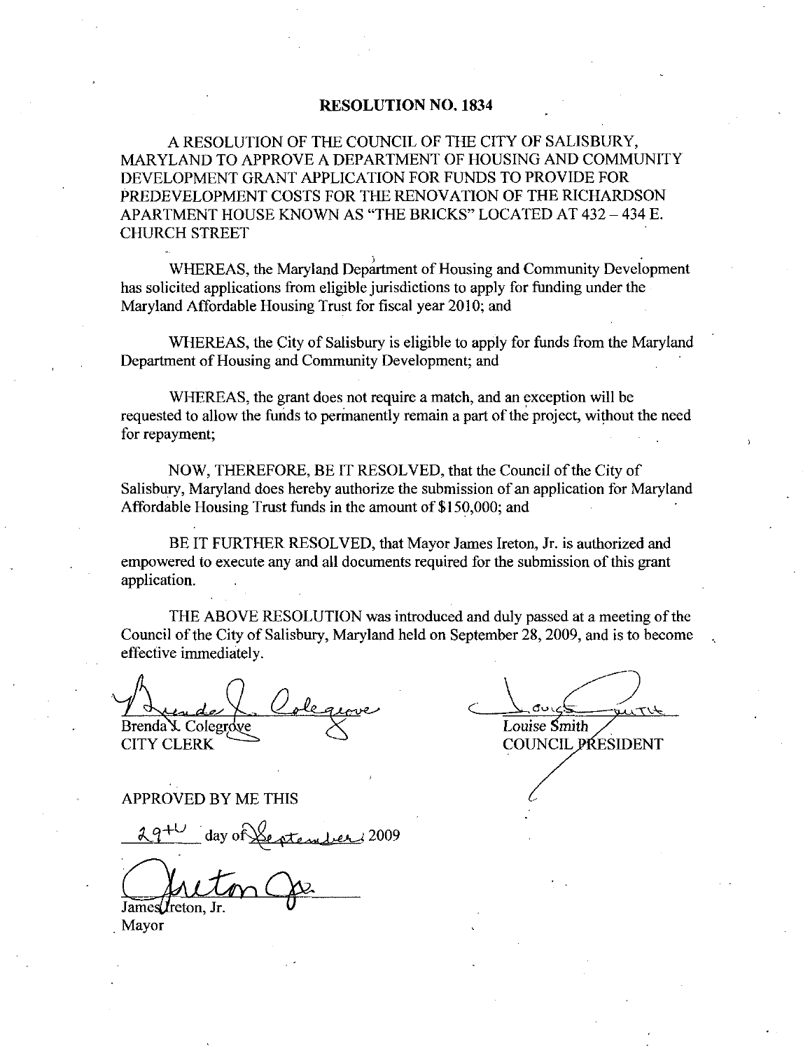# RESOLUTION NO. 1834

A RESOLUTION OF THE COUNCIL OF THE CITY OF SALISBURY, MARYLAND TO APPROVE A DEPARTMENT OF HOUSING AND COMMUNITY DEVELOPMENT GRANT APPLICATION FOR FUNDS TO PROVIDE FOR PREDEVELOPMENT COSTS FOR THE RENOVATION OF THE RICHARDSON APARTMENT HOUSE KNOWN AS "THE BRICKS" LOCATED AT 432 – 434 E. CHURCH STREET

WHEREAS, the Maryland Department of Housing and Community Development has solicited applications from eligible jurisdictions to apply for funding under the Maryland Affordable Housing Trust for fiscal year 2010; and

WHEREAS, the City of Salisbury is eligible to apply for funds from the Maryland Department of Housing and Community Development; and

WHEREAS, the grant does not require a match, and an exception will be requested to allow the funds to permanently remain a part of the project, without the need for repayment;

NOW, THEREFORE, BE IT RESOLVED, that the Council of the City of Salisbury, Maryland does hereby authorize the submission of an application for Maryland Affordable Housing Trust funds in the amount of $150,000; and

BE IT FURTHER RESOLVED, that Mayor James Ireton, Jr. is authorized and empowered to execute any and all documents required for the submission of this grant application.

THE ABOVE RESOLUTION was introduced and duly passed at a meeting of the Council of the City of Salisbury, Maryland held on September 28, 2009, and is to become effective immediately.

Brenda J. Colegrove
CITY CLERK

Louise Smith
COUNCIL PRESIDENT

APPROVED BY ME THIS

29th day of September 2009

James Ireton, Jr.
Mayor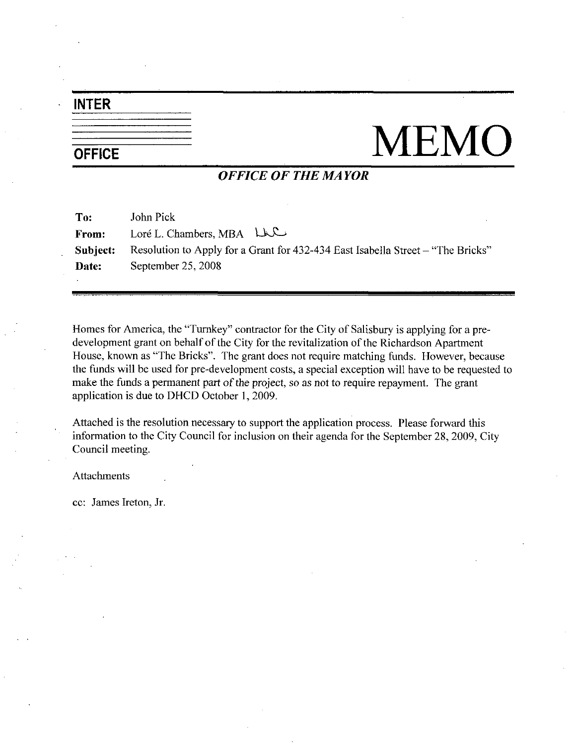**INTER OFFICE**

# MEMO

***OFFICE OF THE MAYOR***

| | |
|---|---|
| **To:** | John Pick |
| **From:** | Loré L. Chambers, MBA |
| **Subject:** | Resolution to Apply for a Grant for 432-434 East Isabella Street – "The Bricks" |
| **Date:** | September 25, 2008 |

Homes for America, the "Turnkey" contractor for the City of Salisbury is applying for a pre-development grant on behalf of the City for the revitalization of the Richardson Apartment House, known as "The Bricks". The grant does not require matching funds. However, because the funds will be used for pre-development costs, a special exception will have to be requested to make the funds a permanent part of the project, so as not to require repayment. The grant application is due to DHCD October 1, 2009.

Attached is the resolution necessary to support the application process. Please forward this information to the City Council for inclusion on their agenda for the September 28, 2009, City Council meeting.

Attachments

cc: James Ireton, Jr.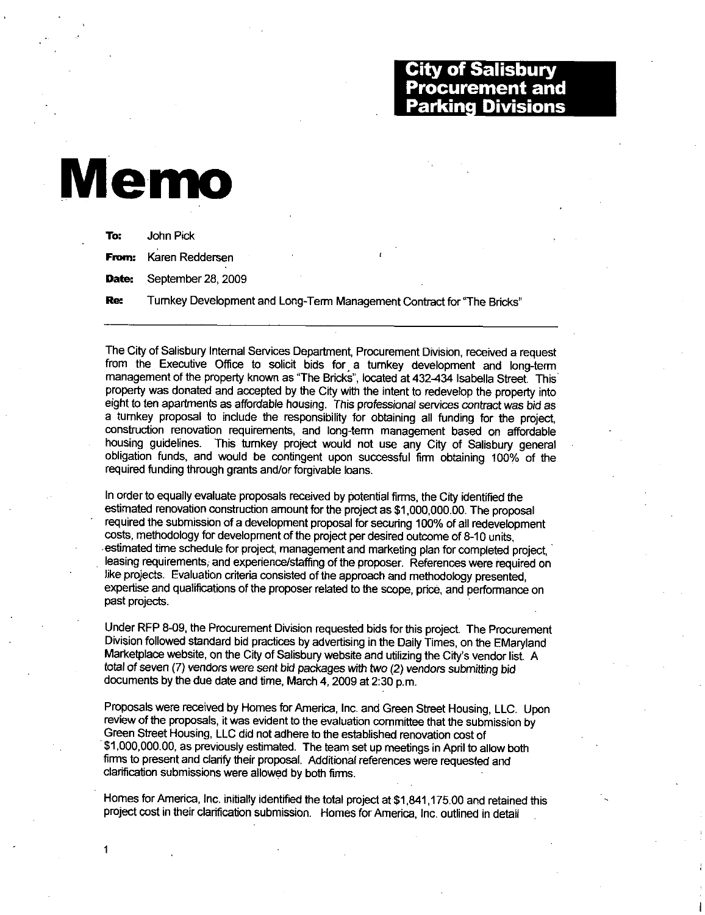**City of Salisbury Procurement and Parking Divisions**

# Memo

**To:** John Pick

**From:** Karen Reddersen

**Date:** September 28, 2009

**Re:** Turnkey Development and Long-Term Management Contract for "The Bricks"

---

The City of Salisbury Internal Services Department, Procurement Division, received a request from the Executive Office to solicit bids for a turnkey development and long-term management of the property known as "The Bricks", located at 432-434 Isabella Street. This property was donated and accepted by the City with the intent to redevelop the property into eight to ten apartments as affordable housing. *This professional services contract was bid as* a turnkey proposal to include the responsibility for obtaining all funding for the project, construction renovation requirements, and long-term management based on affordable housing guidelines. This turnkey project would not use any City of Salisbury general obligation funds, and would be contingent upon successful firm obtaining 100% of the required funding through grants and/or forgivable loans.

In order to equally evaluate proposals received by potential firms, the City identified the estimated renovation construction amount for the project as $1,000,000.00. The proposal required the submission of a development proposal for securing 100% of all redevelopment costs, methodology for development of the project per desired outcome of 8-10 units, estimated time schedule for project, management and marketing plan for completed project, leasing requirements, and experience/staffing of the proposer. References were required on like projects. Evaluation criteria consisted of the approach and methodology presented, expertise and qualifications of the proposer related to the scope, price, and performance on past projects.

Under RFP 8-09, the Procurement Division requested bids for this project. The Procurement Division followed standard bid practices by advertising in the Daily Times, on the EMaryland Marketplace website, on the City of Salisbury website and utilizing the City's vendor list. A total of seven (7) vendors were sent bid packages with two (2) vendors submitting bid documents by the due date and time, March 4, 2009 at 2:30 p.m.

Proposals were received by Homes for America, Inc. and Green Street Housing, LLC. Upon review of the proposals, it was evident to the evaluation committee that the submission by Green Street Housing, LLC did not adhere to the established renovation cost of $1,000,000.00, as previously estimated. The team set up meetings in April to allow both firms to present and clarify their proposal. Additional references were requested and clarification submissions were allowed by both firms.

Homes for America, Inc. initially identified the total project at $1,841,175.00 and retained this project cost in their clarification submission. Homes for America, Inc. outlined in detail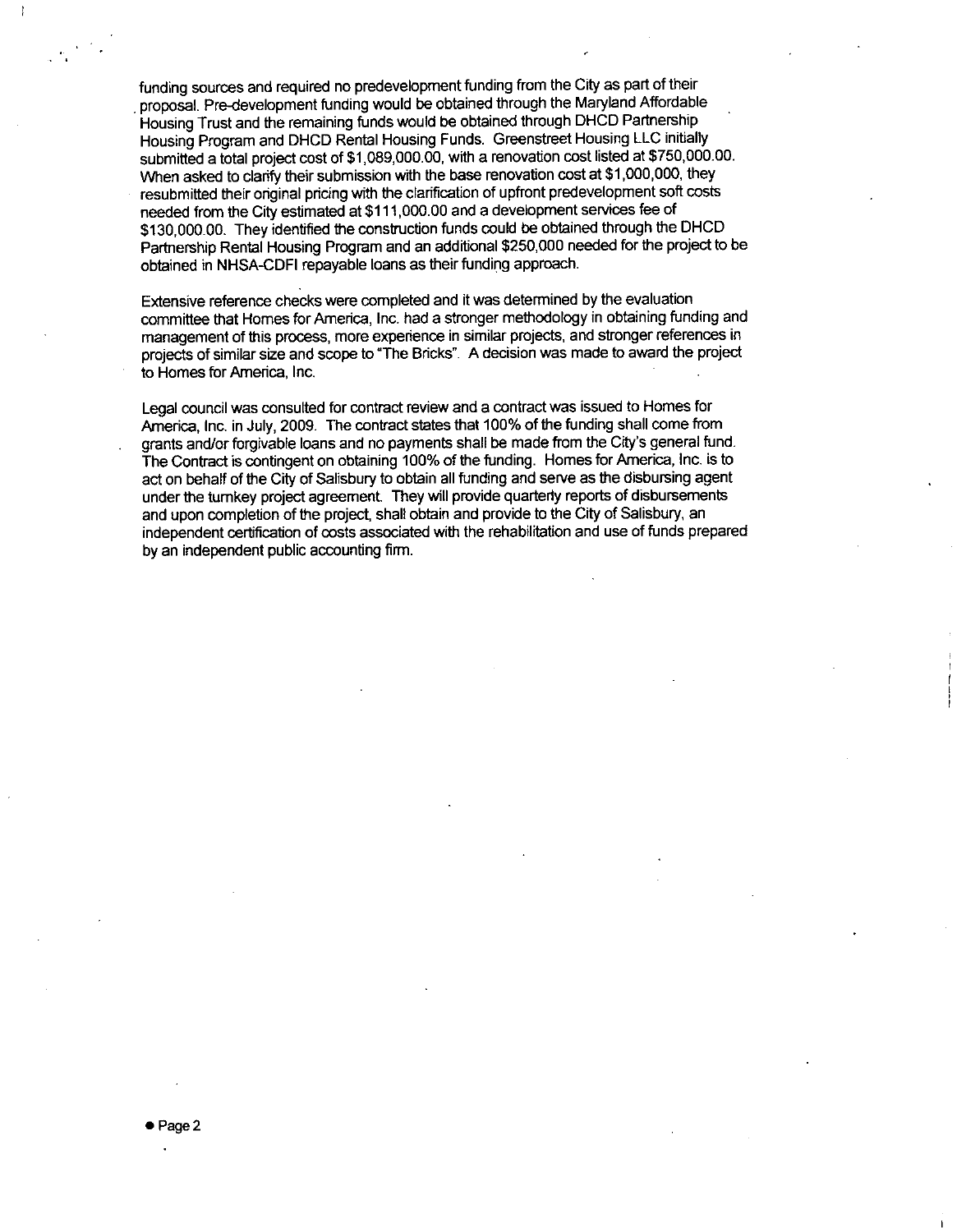funding sources and required no predevelopment funding from the City as part of their proposal. Pre-development funding would be obtained through the Maryland Affordable Housing Trust and the remaining funds would be obtained through DHCD Partnership Housing Program and DHCD Rental Housing Funds. Greenstreet Housing LLC initially submitted a total project cost of $1,089,000.00, with a renovation cost listed at $750,000.00. When asked to clarify their submission with the base renovation cost at $1,000,000, they resubmitted their original pricing with the clarification of upfront predevelopment soft costs needed from the City estimated at $111,000.00 and a development services fee of $130,000.00. They identified the construction funds could be obtained through the DHCD Partnership Rental Housing Program and an additional $250,000 needed for the project to be obtained in NHSA-CDFI repayable loans as their funding approach.

Extensive reference checks were completed and it was determined by the evaluation committee that Homes for America, Inc. had a stronger methodology in obtaining funding and management of this process, more experience in similar projects, and stronger references in projects of similar size and scope to "The Bricks". A decision was made to award the project to Homes for America, Inc.

Legal council was consulted for contract review and a contract was issued to Homes for America, Inc. in July, 2009. The contract states that 100% of the funding shall come from grants and/or forgivable loans and no payments shall be made from the City's general fund. The Contract is contingent on obtaining 100% of the funding. Homes for America, Inc. is to act on behalf of the City of Salisbury to obtain all funding and serve as the disbursing agent under the turnkey project agreement. They will provide quarterly reports of disbursements and upon completion of the project, shall obtain and provide to the City of Salisbury, an independent certification of costs associated with the rehabilitation and use of funds prepared by an independent public accounting firm.